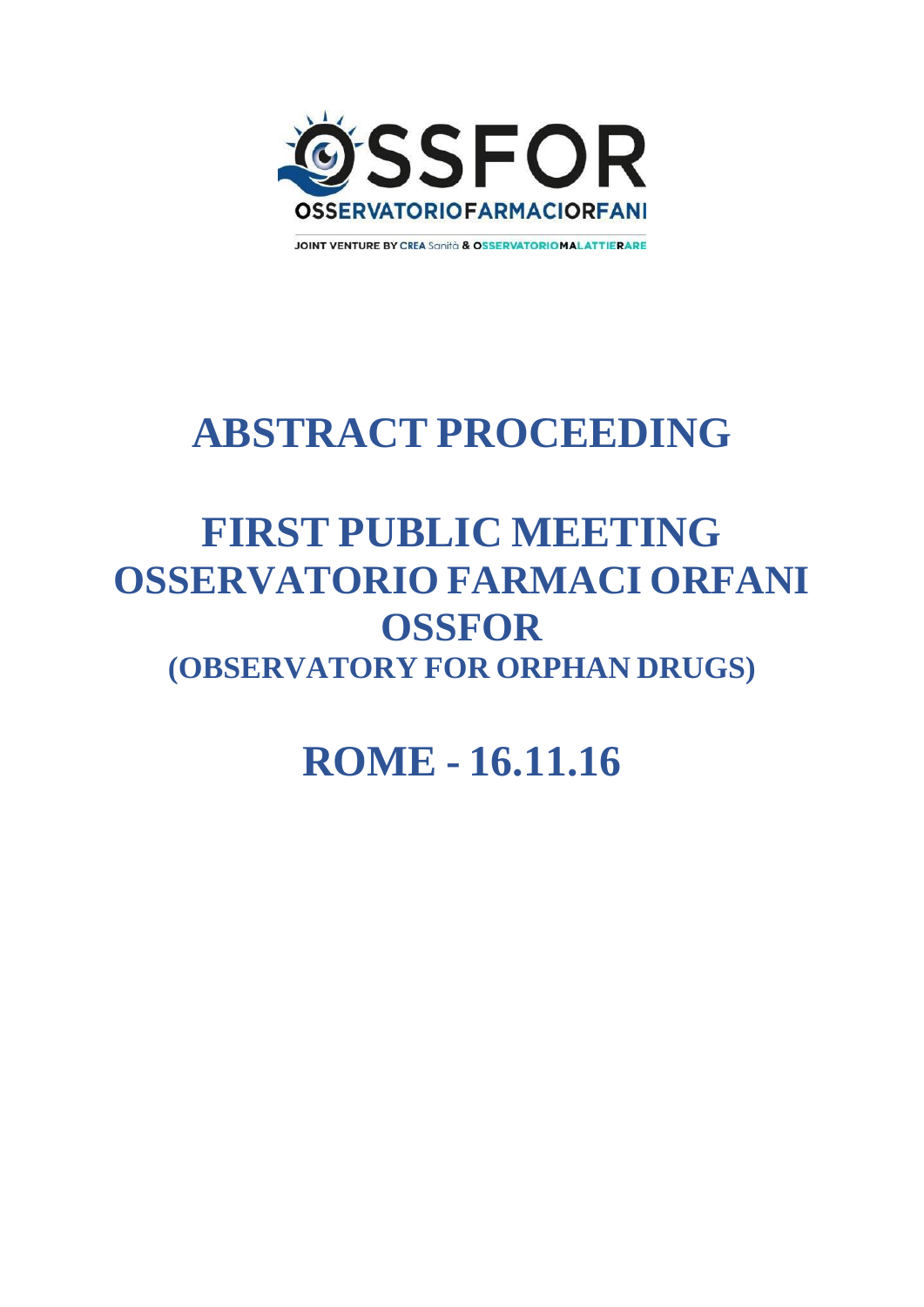OSSFOR

OSSERVATORIOFARMACIORFANI

JOINT VENTURE BY CREA Sanità & OSSERVATORIOMALATTIERARE

# ABSTRACT PROCEEDING

# FIRST PUBLIC MEETING OSSERVATORIO FARMACI ORFANI OSSFOR

## (OBSERVATORY FOR ORPHAN DRUGS)

# ROME - 16.11.16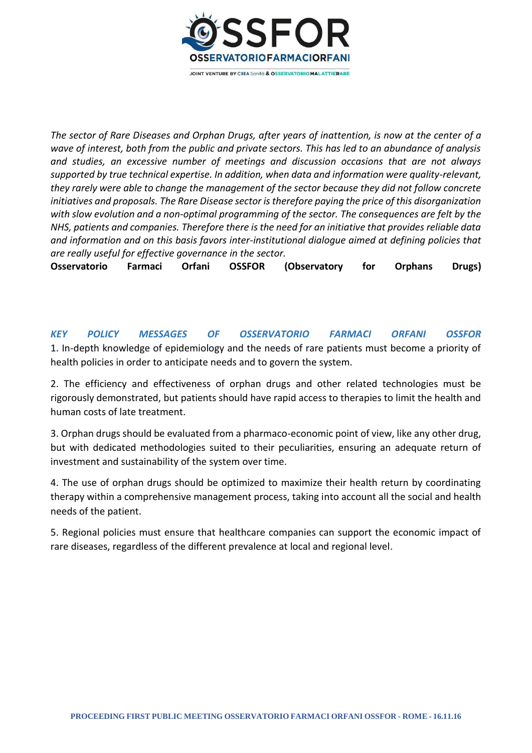*The sector of Rare Diseases and Orphan Drugs, after years of inattention, is now at the center of a wave of interest, both from the public and private sectors. This has led to an abundance of analysis and studies, an excessive number of meetings and discussion occasions that are not always supported by true technical expertise. In addition, when data and information were quality-relevant, they rarely were able to change the management of the sector because they did not follow concrete initiatives and proposals. The Rare Disease sector is therefore paying the price of this disorganization with slow evolution and a non-optimal programming of the sector. The consequences are felt by the NHS, patients and companies. Therefore there is the need for an initiative that provides reliable data and information and on this basis favors inter-institutional dialogue aimed at defining policies that are really useful for effective governance in the sector.*

**Osservatorio Farmaci Orfani OSSFOR (Observatory for Orphans Drugs)**

## *KEY POLICY MESSAGES OF OSSERVATORIO FARMACI ORFANI OSSFOR*

1. In-depth knowledge of epidemiology and the needs of rare patients must become a priority of health policies in order to anticipate needs and to govern the system.

2. The efficiency and effectiveness of orphan drugs and other related technologies must be rigorously demonstrated, but patients should have rapid access to therapies to limit the health and human costs of late treatment.

3. Orphan drugs should be evaluated from a pharmaco-economic point of view, like any other drug, but with dedicated methodologies suited to their peculiarities, ensuring an adequate return of investment and sustainability of the system over time.

4. The use of orphan drugs should be optimized to maximize their health return by coordinating therapy within a comprehensive management process, taking into account all the social and health needs of the patient.

5. Regional policies must ensure that healthcare companies can support the economic impact of rare diseases, regardless of the different prevalence at local and regional level.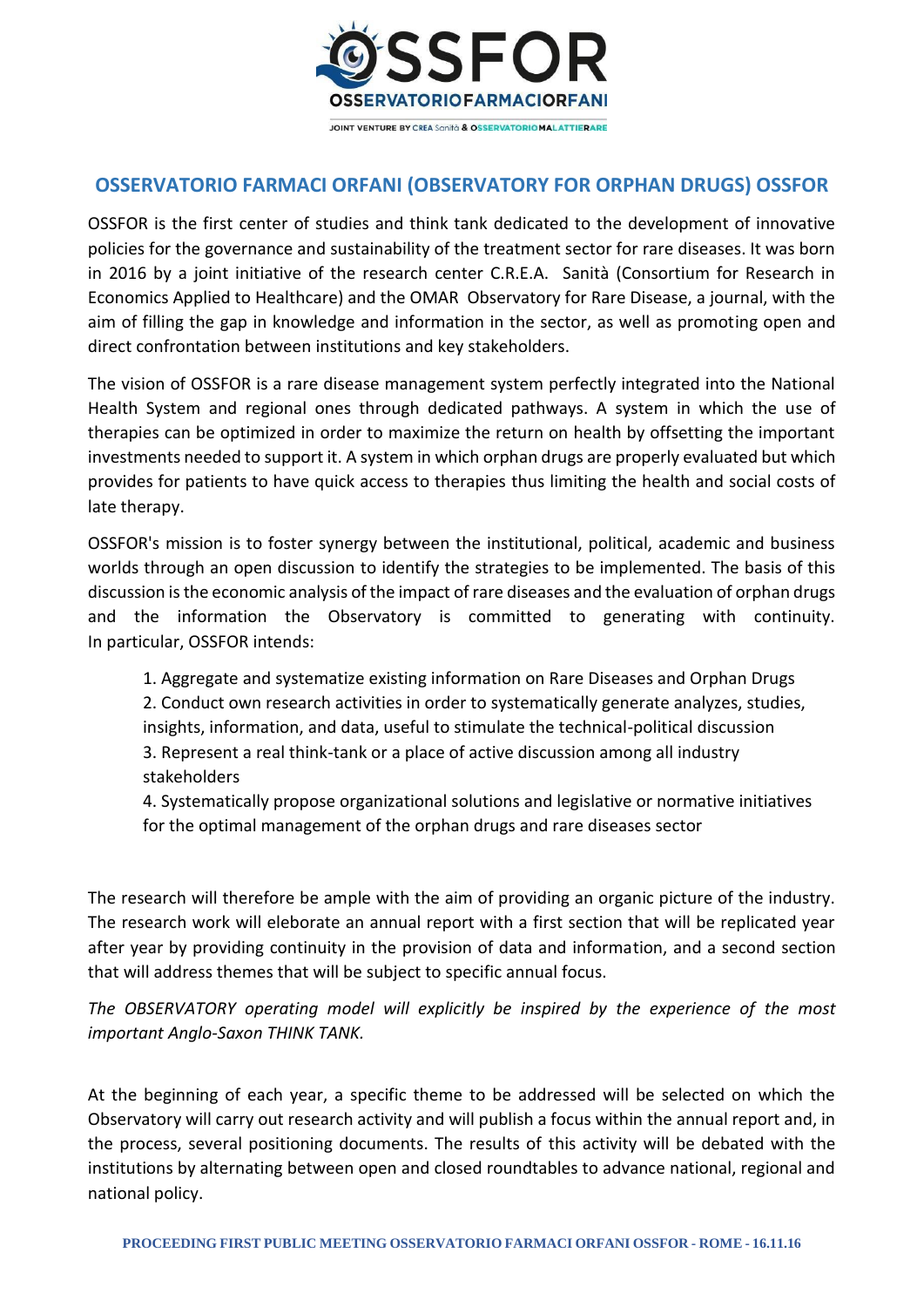## OSSERVATORIO FARMACI ORFANI (OBSERVATORY FOR ORPHAN DRUGS) OSSFOR

OSSFOR is the first center of studies and think tank dedicated to the development of innovative policies for the governance and sustainability of the treatment sector for rare diseases. It was born in 2016 by a joint initiative of the research center C.R.E.A. Sanità (Consortium for Research in Economics Applied to Healthcare) and the OMAR Observatory for Rare Disease, a journal, with the aim of filling the gap in knowledge and information in the sector, as well as promoting open and direct confrontation between institutions and key stakeholders.

The vision of OSSFOR is a rare disease management system perfectly integrated into the National Health System and regional ones through dedicated pathways. A system in which the use of therapies can be optimized in order to maximize the return on health by offsetting the important investments needed to support it. A system in which orphan drugs are properly evaluated but which provides for patients to have quick access to therapies thus limiting the health and social costs of late therapy.

OSSFOR's mission is to foster synergy between the institutional, political, academic and business worlds through an open discussion to identify the strategies to be implemented. The basis of this discussion is the economic analysis of the impact of rare diseases and the evaluation of orphan drugs and the information the Observatory is committed to generating with continuity. In particular, OSSFOR intends:

1. Aggregate and systematize existing information on Rare Diseases and Orphan Drugs
2. Conduct own research activities in order to systematically generate analyzes, studies, insights, information, and data, useful to stimulate the technical-political discussion
3. Represent a real think-tank or a place of active discussion among all industry stakeholders
4. Systematically propose organizational solutions and legislative or normative initiatives for the optimal management of the orphan drugs and rare diseases sector

The research will therefore be ample with the aim of providing an organic picture of the industry. The research work will elaborate an annual report with a first section that will be replicated year after year by providing continuity in the provision of data and information, and a second section that will address themes that will be subject to specific annual focus.

*The OBSERVATORY operating model will explicitly be inspired by the experience of the most important Anglo-Saxon THINK TANK.*

At the beginning of each year, a specific theme to be addressed will be selected on which the Observatory will carry out research activity and will publish a focus within the annual report and, in the process, several positioning documents. The results of this activity will be debated with the institutions by alternating between open and closed roundtables to advance national, regional and national policy.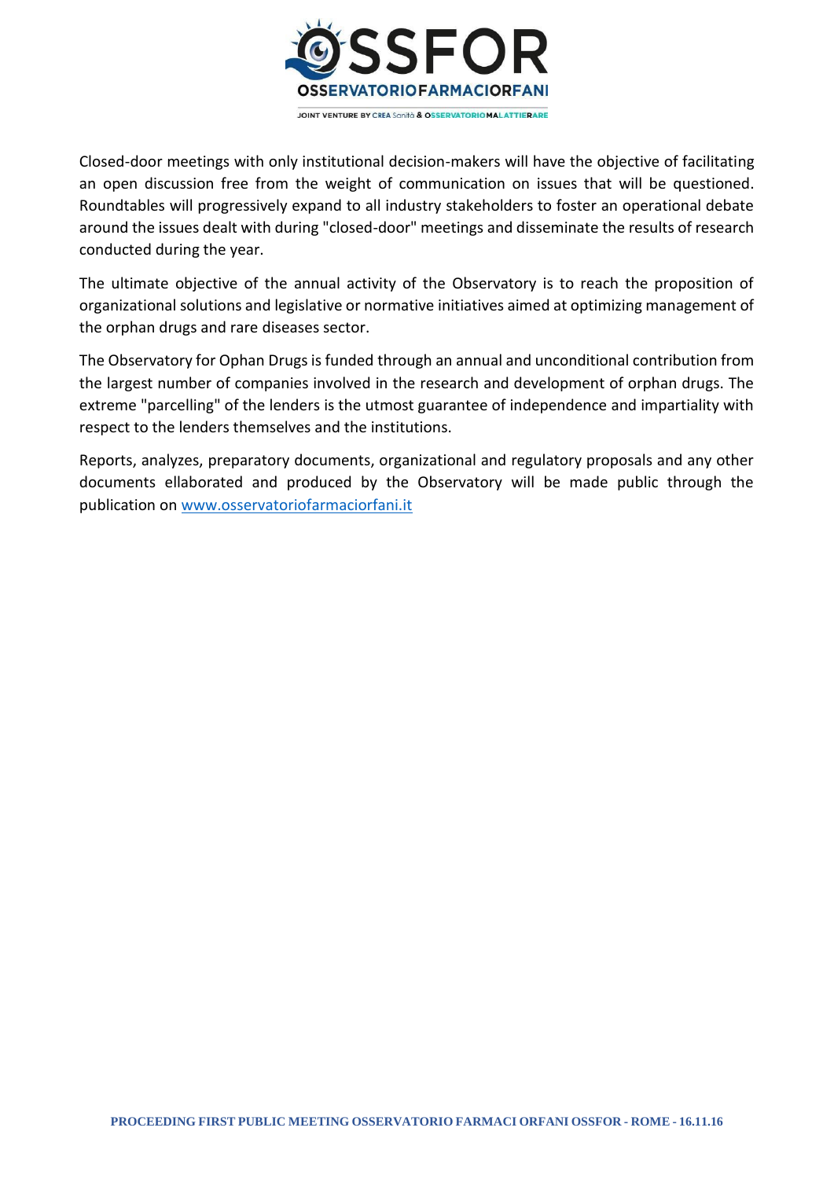Closed-door meetings with only institutional decision-makers will have the objective of facilitating an open discussion free from the weight of communication on issues that will be questioned. Roundtables will progressively expand to all industry stakeholders to foster an operational debate around the issues dealt with during "closed-door" meetings and disseminate the results of research conducted during the year.

The ultimate objective of the annual activity of the Observatory is to reach the proposition of organizational solutions and legislative or normative initiatives aimed at optimizing management of the orphan drugs and rare diseases sector.

The Observatory for Ophan Drugs is funded through an annual and unconditional contribution from the largest number of companies involved in the research and development of orphan drugs. The extreme "parcelling" of the lenders is the utmost guarantee of independence and impartiality with respect to the lenders themselves and the institutions.

Reports, analyzes, preparatory documents, organizational and regulatory proposals and any other documents ellaborated and produced by the Observatory will be made public through the publication on www.osservatoriofarmaciorfani.it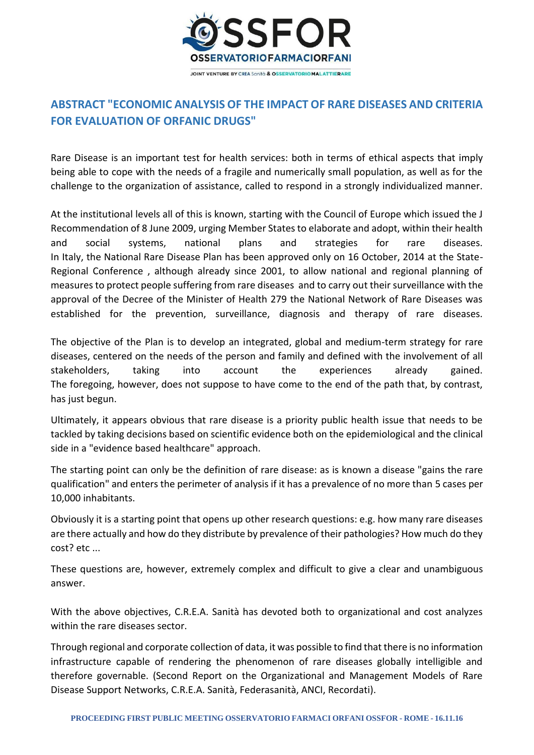## ABSTRACT "ECONOMIC ANALYSIS OF THE IMPACT OF RARE DISEASES AND CRITERIA FOR EVALUATION OF ORFANIC DRUGS"

Rare Disease is an important test for health services: both in terms of ethical aspects that imply being able to cope with the needs of a fragile and numerically small population, as well as for the challenge to the organization of assistance, called to respond in a strongly individualized manner.

At the institutional levels all of this is known, starting with the Council of Europe which issued the J Recommendation of 8 June 2009, urging Member States to elaborate and adopt, within their health and social systems, national plans and strategies for rare diseases. In Italy, the National Rare Disease Plan has been approved only on 16 October, 2014 at the State-Regional Conference , although already since 2001, to allow national and regional planning of measures to protect people suffering from rare diseases and to carry out their surveillance with the approval of the Decree of the Minister of Health 279 the National Network of Rare Diseases was established for the prevention, surveillance, diagnosis and therapy of rare diseases.

The objective of the Plan is to develop an integrated, global and medium-term strategy for rare diseases, centered on the needs of the person and family and defined with the involvement of all stakeholders, taking into account the experiences already gained. The foregoing, however, does not suppose to have come to the end of the path that, by contrast, has just begun.

Ultimately, it appears obvious that rare disease is a priority public health issue that needs to be tackled by taking decisions based on scientific evidence both on the epidemiological and the clinical side in a "evidence based healthcare" approach.

The starting point can only be the definition of rare disease: as is known a disease "gains the rare qualification" and enters the perimeter of analysis if it has a prevalence of no more than 5 cases per 10,000 inhabitants.

Obviously it is a starting point that opens up other research questions: e.g. how many rare diseases are there actually and how do they distribute by prevalence of their pathologies? How much do they cost? etc ...

These questions are, however, extremely complex and difficult to give a clear and unambiguous answer.

With the above objectives, C.R.E.A. Sanità has devoted both to organizational and cost analyzes within the rare diseases sector.

Through regional and corporate collection of data, it was possible to find that there is no information infrastructure capable of rendering the phenomenon of rare diseases globally intelligible and therefore governable. (Second Report on the Organizational and Management Models of Rare Disease Support Networks, C.R.E.A. Sanità, Federasanità, ANCI, Recordati).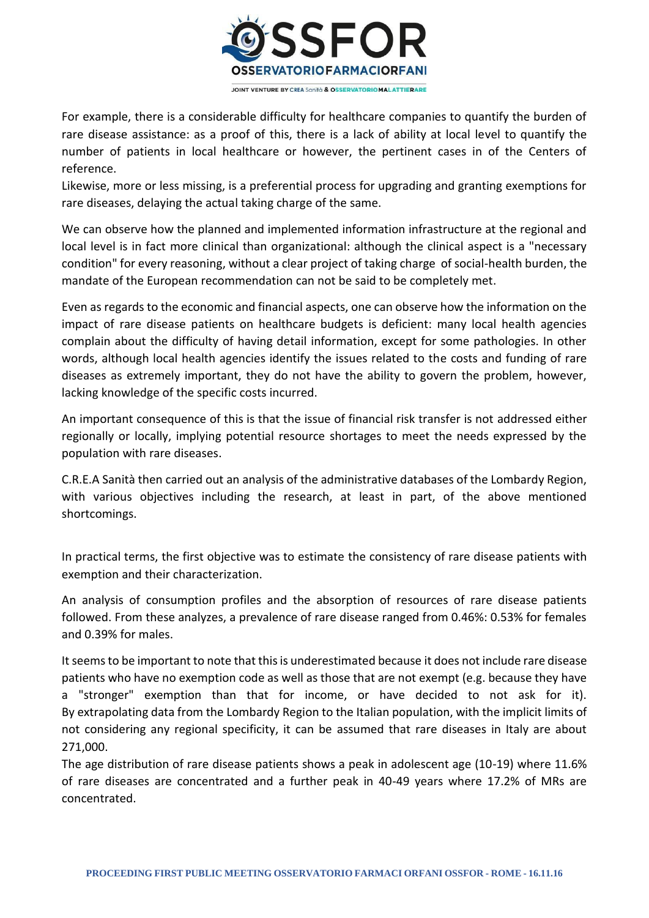For example, there is a considerable difficulty for healthcare companies to quantify the burden of rare disease assistance: as a proof of this, there is a lack of ability at local level to quantify the number of patients in local healthcare or however, the pertinent cases in of the Centers of reference.

Likewise, more or less missing, is a preferential process for upgrading and granting exemptions for rare diseases, delaying the actual taking charge of the same.

We can observe how the planned and implemented information infrastructure at the regional and local level is in fact more clinical than organizational: although the clinical aspect is a "necessary condition" for every reasoning, without a clear project of taking charge of social-health burden, the mandate of the European recommendation can not be said to be completely met.

Even as regards to the economic and financial aspects, one can observe how the information on the impact of rare disease patients on healthcare budgets is deficient: many local health agencies complain about the difficulty of having detail information, except for some pathologies. In other words, although local health agencies identify the issues related to the costs and funding of rare diseases as extremely important, they do not have the ability to govern the problem, however, lacking knowledge of the specific costs incurred.

An important consequence of this is that the issue of financial risk transfer is not addressed either regionally or locally, implying potential resource shortages to meet the needs expressed by the population with rare diseases.

C.R.E.A Sanità then carried out an analysis of the administrative databases of the Lombardy Region, with various objectives including the research, at least in part, of the above mentioned shortcomings.

In practical terms, the first objective was to estimate the consistency of rare disease patients with exemption and their characterization.

An analysis of consumption profiles and the absorption of resources of rare disease patients followed. From these analyzes, a prevalence of rare disease ranged from 0.46%: 0.53% for females and 0.39% for males.

It seems to be important to note that this is underestimated because it does not include rare disease patients who have no exemption code as well as those that are not exempt (e.g. because they have a "stronger" exemption than that for income, or have decided to not ask for it). By extrapolating data from the Lombardy Region to the Italian population, with the implicit limits of not considering any regional specificity, it can be assumed that rare diseases in Italy are about 271,000.

The age distribution of rare disease patients shows a peak in adolescent age (10-19) where 11.6% of rare diseases are concentrated and a further peak in 40-49 years where 17.2% of MRs are concentrated.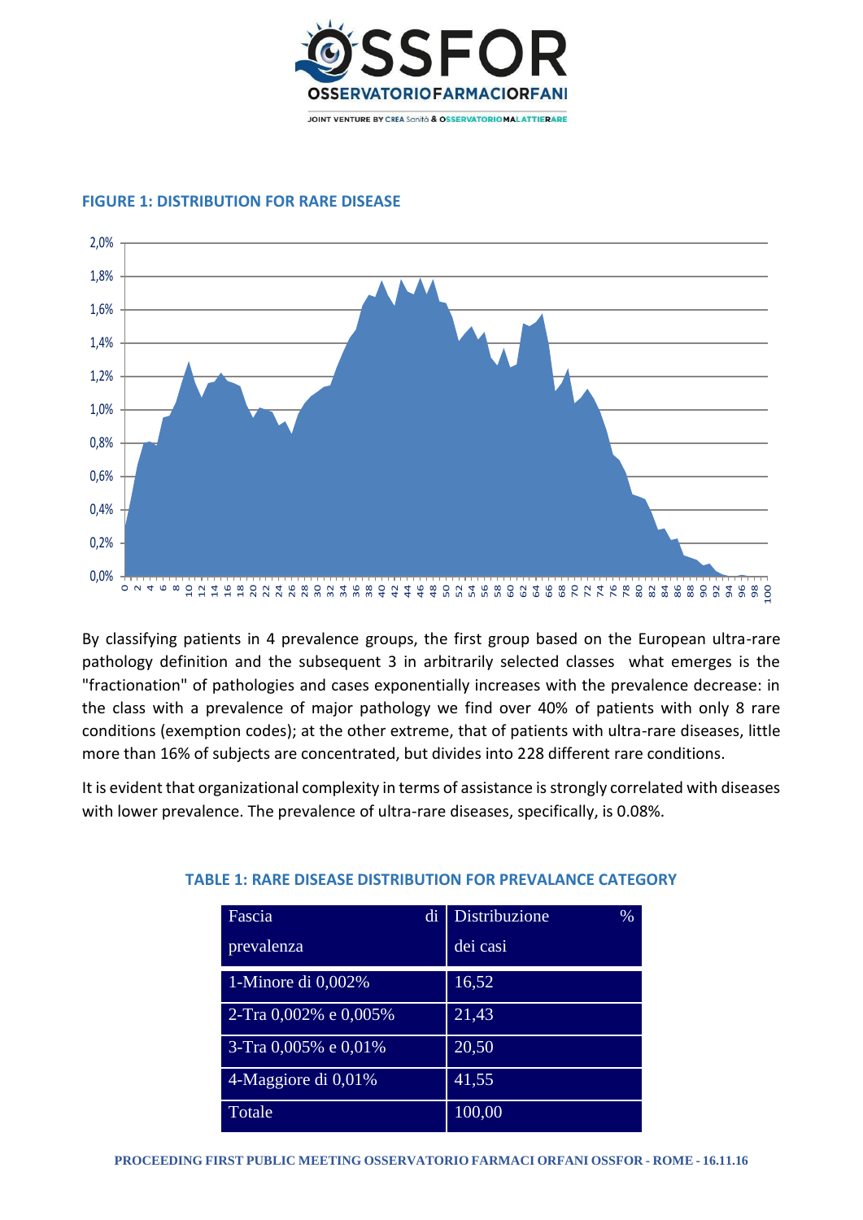**FIGURE 1: DISTRIBUTION FOR RARE DISEASE**

By classifying patients in 4 prevalence groups, the first group based on the European ultra-rare pathology definition and the subsequent 3 in arbitrarily selected classes what emerges is the "fractionation" of pathologies and cases exponentially increases with the prevalence decrease: in the class with a prevalence of major pathology we find over 40% of patients with only 8 rare conditions (exemption codes); at the other extreme, that of patients with ultra-rare diseases, little more than 16% of subjects are concentrated, but divides into 228 different rare conditions.

It is evident that organizational complexity in terms of assistance is strongly correlated with diseases with lower prevalence. The prevalence of ultra-rare diseases, specifically, is 0.08%.

**TABLE 1: RARE DISEASE DISTRIBUTION FOR PREVALANCE CATEGORY**

| Fascia di prevalenza | Distribuzione % dei casi |
|---|---|
| 1-Minore di 0,002% | 16,52 |
| 2-Tra 0,002% e 0,005% | 21,43 |
| 3-Tra 0,005% e 0,01% | 20,50 |
| 4-Maggiore di 0,01% | 41,55 |
| Totale | 100,00 |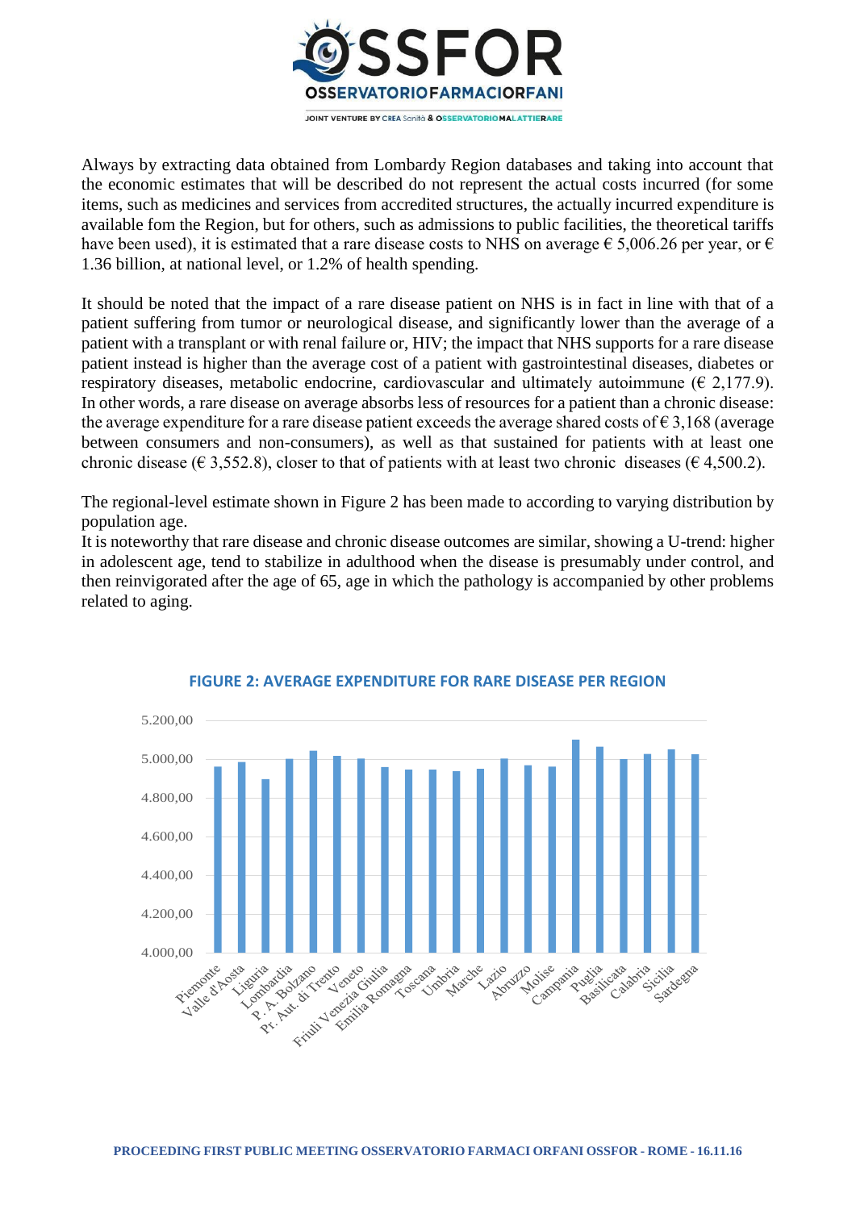Always by extracting data obtained from Lombardy Region databases and taking into account that the economic estimates that will be described do not represent the actual costs incurred (for some items, such as medicines and services from accredited structures, the actually incurred expenditure is available fom the Region, but for others, such as admissions to public facilities, the theoretical tariffs have been used), it is estimated that a rare disease costs to NHS on average € 5,006.26 per year, or € 1.36 billion, at national level, or 1.2% of health spending.

It should be noted that the impact of a rare disease patient on NHS is in fact in line with that of a patient suffering from tumor or neurological disease, and significantly lower than the average of a patient with a transplant or with renal failure or, HIV; the impact that NHS supports for a rare disease patient instead is higher than the average cost of a patient with gastrointestinal diseases, diabetes or respiratory diseases, metabolic endocrine, cardiovascular and ultimately autoimmune (€ 2,177.9). In other words, a rare disease on average absorbs less of resources for a patient than a chronic disease: the average expenditure for a rare disease patient exceeds the average shared costs of € 3,168 (average between consumers and non-consumers), as well as that sustained for patients with at least one chronic disease (€ 3,552.8), closer to that of patients with at least two chronic diseases (€ 4,500.2).

The regional-level estimate shown in Figure 2 has been made to according to varying distribution by population age.

It is noteworthy that rare disease and chronic disease outcomes are similar, showing a U-trend: higher in adolescent age, tend to stabilize in adulthood when the disease is presumably under control, and then reinvigorated after the age of 65, age in which the pathology is accompanied by other problems related to aging.

**FIGURE 2: AVERAGE EXPENDITURE FOR RARE DISEASE PER REGION**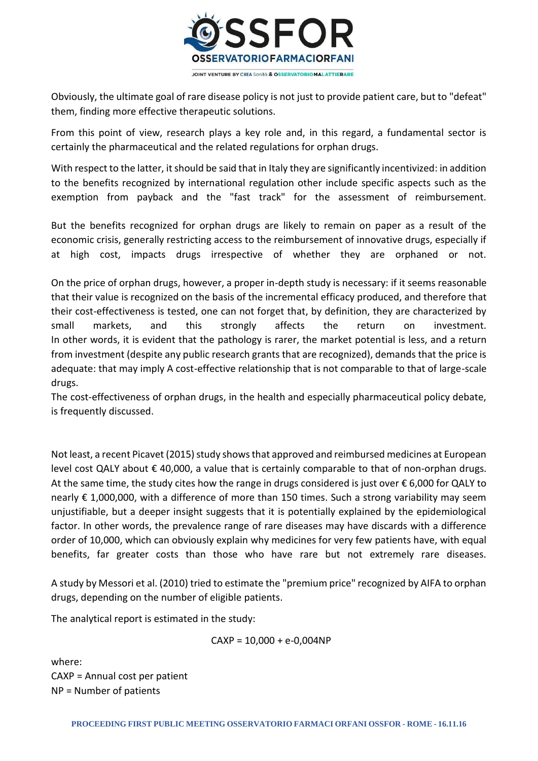Obviously, the ultimate goal of rare disease policy is not just to provide patient care, but to "defeat" them, finding more effective therapeutic solutions.

From this point of view, research plays a key role and, in this regard, a fundamental sector is certainly the pharmaceutical and the related regulations for orphan drugs.

With respect to the latter, it should be said that in Italy they are significantly incentivized: in addition to the benefits recognized by international regulation other include specific aspects such as the exemption from payback and the "fast track" for the assessment of reimbursement.

But the benefits recognized for orphan drugs are likely to remain on paper as a result of the economic crisis, generally restricting access to the reimbursement of innovative drugs, especially if at high cost, impacts drugs irrespective of whether they are orphaned or not.

On the price of orphan drugs, however, a proper in-depth study is necessary: if it seems reasonable that their value is recognized on the basis of the incremental efficacy produced, and therefore that their cost-effectiveness is tested, one can not forget that, by definition, they are characterized by small markets, and this strongly affects the return on investment. In other words, it is evident that the pathology is rarer, the market potential is less, and a return from investment (despite any public research grants that are recognized), demands that the price is adequate: that may imply A cost-effective relationship that is not comparable to that of large-scale drugs.
The cost-effectiveness of orphan drugs, in the health and especially pharmaceutical policy debate, is frequently discussed.

Not least, a recent Picavet (2015) study shows that approved and reimbursed medicines at European level cost QALY about € 40,000, a value that is certainly comparable to that of non-orphan drugs. At the same time, the study cites how the range in drugs considered is just over € 6,000 for QALY to nearly € 1,000,000, with a difference of more than 150 times. Such a strong variability may seem unjustifiable, but a deeper insight suggests that it is potentially explained by the epidemiological factor. In other words, the prevalence range of rare diseases may have discards with a difference order of 10,000, which can obviously explain why medicines for very few patients have, with equal benefits, far greater costs than those who have rare but not extremely rare diseases.

A study by Messori et al. (2010) tried to estimate the "premium price" recognized by AIFA to orphan drugs, depending on the number of eligible patients.

The analytical report is estimated in the study:

$$CAXP = 10{,}000 + e^{-0{,}004NP}$$

where:
CAXP = Annual cost per patient
NP = Number of patients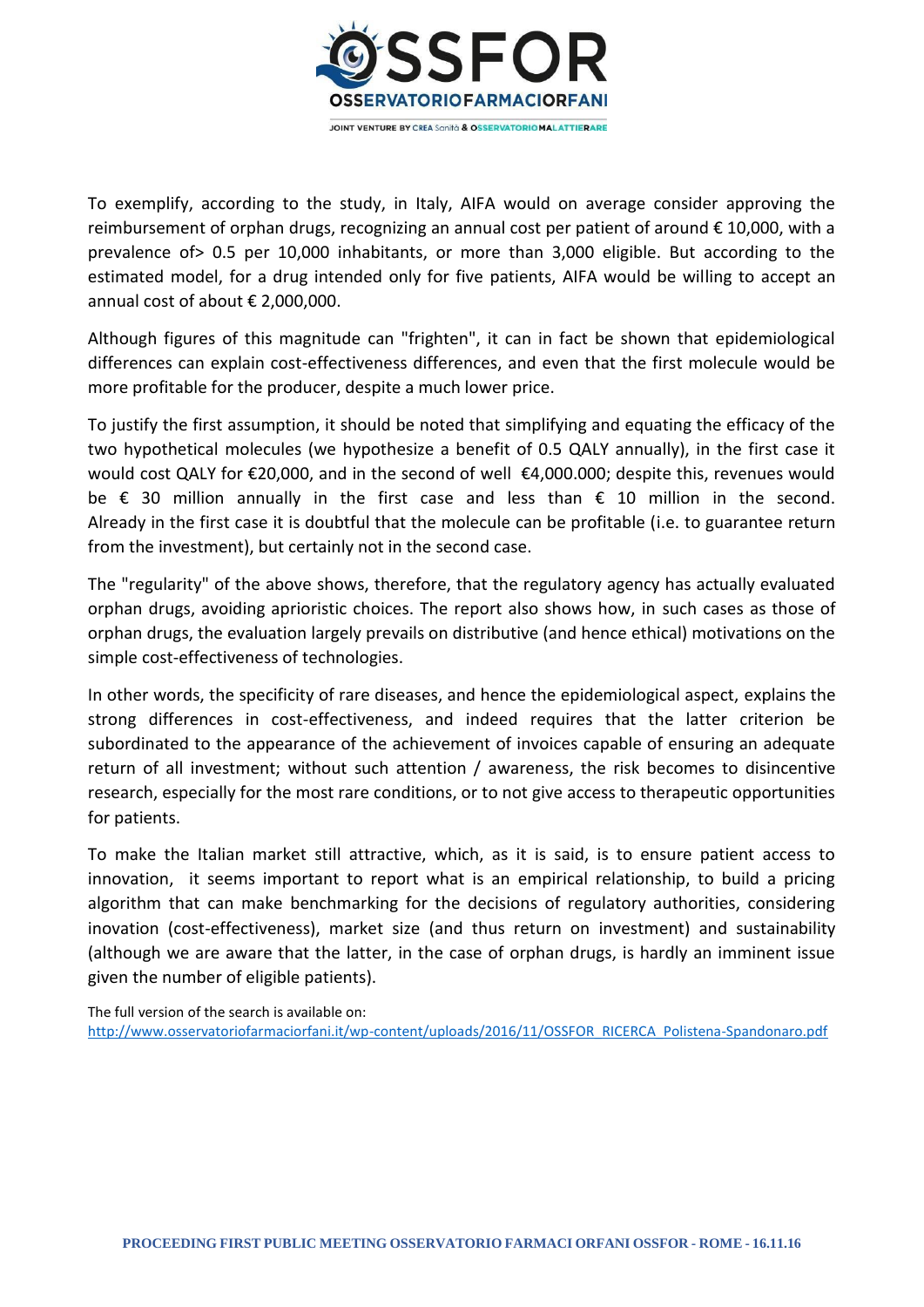To exemplify, according to the study, in Italy, AIFA would on average consider approving the reimbursement of orphan drugs, recognizing an annual cost per patient of around € 10,000, with a prevalence of> 0.5 per 10,000 inhabitants, or more than 3,000 eligible. But according to the estimated model, for a drug intended only for five patients, AIFA would be willing to accept an annual cost of about € 2,000,000.

Although figures of this magnitude can "frighten", it can in fact be shown that epidemiological differences can explain cost-effectiveness differences, and even that the first molecule would be more profitable for the producer, despite a much lower price.

To justify the first assumption, it should be noted that simplifying and equating the efficacy of the two hypothetical molecules (we hypothesize a benefit of 0.5 QALY annually), in the first case it would cost QALY for €20,000, and in the second of well €4,000.000; despite this, revenues would be € 30 million annually in the first case and less than € 10 million in the second. Already in the first case it is doubtful that the molecule can be profitable (i.e. to guarantee return from the investment), but certainly not in the second case.

The "regularity" of the above shows, therefore, that the regulatory agency has actually evaluated orphan drugs, avoiding aprioristic choices. The report also shows how, in such cases as those of orphan drugs, the evaluation largely prevails on distributive (and hence ethical) motivations on the simple cost-effectiveness of technologies.

In other words, the specificity of rare diseases, and hence the epidemiological aspect, explains the strong differences in cost-effectiveness, and indeed requires that the latter criterion be subordinated to the appearance of the achievement of invoices capable of ensuring an adequate return of all investment; without such attention / awareness, the risk becomes to disincentive research, especially for the most rare conditions, or to not give access to therapeutic opportunities for patients.

To make the Italian market still attractive, which, as it is said, is to ensure patient access to innovation, it seems important to report what is an empirical relationship, to build a pricing algorithm that can make benchmarking for the decisions of regulatory authorities, considering inovation (cost-effectiveness), market size (and thus return on investment) and sustainability (although we are aware that the latter, in the case of orphan drugs, is hardly an imminent issue given the number of eligible patients).

The full version of the search is available on:
http://www.osservatoriofarmaciorfani.it/wp-content/uploads/2016/11/OSSFOR_RICERCA_Polistena-Spandonaro.pdf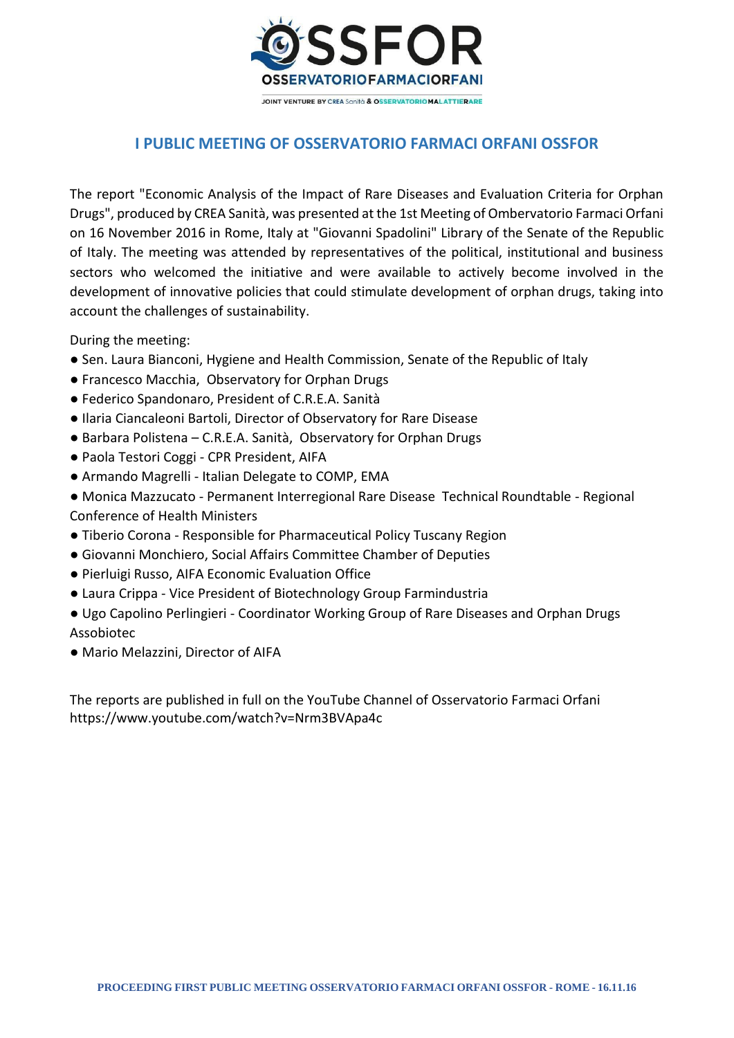# I PUBLIC MEETING OF OSSERVATORIO FARMACI ORFANI OSSFOR

The report "Economic Analysis of the Impact of Rare Diseases and Evaluation Criteria for Orphan Drugs", produced by CREA Sanità, was presented at the 1st Meeting of Ombervatorio Farmaci Orfani on 16 November 2016 in Rome, Italy at "Giovanni Spadolini" Library of the Senate of the Republic of Italy. The meeting was attended by representatives of the political, institutional and business sectors who welcomed the initiative and were available to actively become involved in the development of innovative policies that could stimulate development of orphan drugs, taking into account the challenges of sustainability.

During the meeting:

- Sen. Laura Bianconi, Hygiene and Health Commission, Senate of the Republic of Italy
- Francesco Macchia, Observatory for Orphan Drugs
- Federico Spandonaro, President of C.R.E.A. Sanità
- Ilaria Ciancaleoni Bartoli, Director of Observatory for Rare Disease
- Barbara Polistena – C.R.E.A. Sanità, Observatory for Orphan Drugs
- Paola Testori Coggi - CPR President, AIFA
- Armando Magrelli - Italian Delegate to COMP, EMA
- Monica Mazzucato - Permanent Interregional Rare Disease Technical Roundtable - Regional Conference of Health Ministers
- Tiberio Corona - Responsible for Pharmaceutical Policy Tuscany Region
- Giovanni Monchiero, Social Affairs Committee Chamber of Deputies
- Pierluigi Russo, AIFA Economic Evaluation Office
- Laura Crippa - Vice President of Biotechnology Group Farmindustria
- Ugo Capolino Perlingieri - Coordinator Working Group of Rare Diseases and Orphan Drugs Assobiotec
- Mario Melazzini, Director of AIFA

The reports are published in full on the YouTube Channel of Osservatorio Farmaci Orfani https://www.youtube.com/watch?v=Nrm3BVApa4c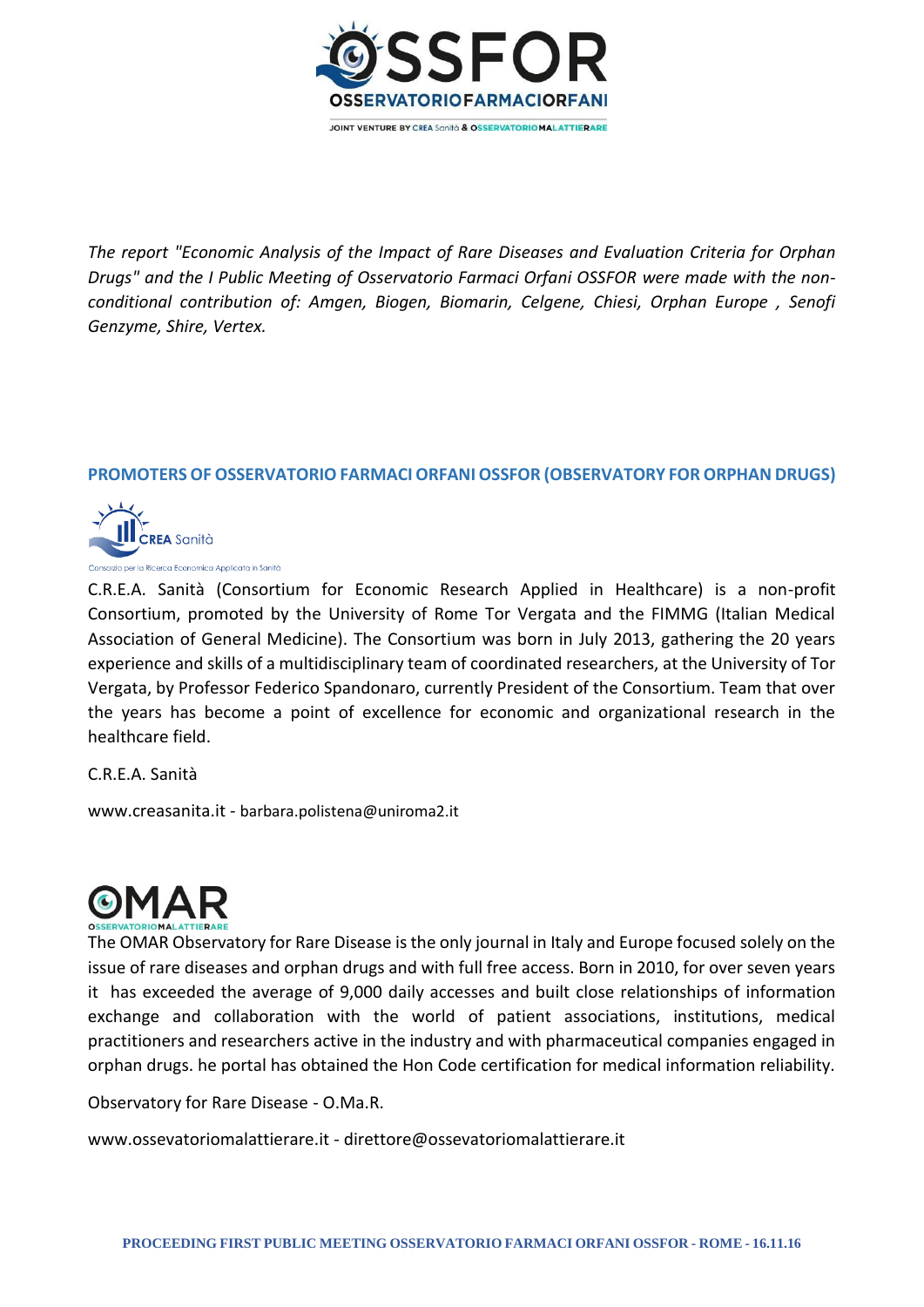*The report "Economic Analysis of the Impact of Rare Diseases and Evaluation Criteria for Orphan Drugs" and the I Public Meeting of Osservatorio Farmaci Orfani OSSFOR were made with the non-conditional contribution of: Amgen, Biogen, Biomarin, Celgene, Chiesi, Orphan Europe , Senofi Genzyme, Shire, Vertex.*

## PROMOTERS OF OSSERVATORIO FARMACI ORFANI OSSFOR (OBSERVATORY FOR ORPHAN DRUGS)

C.R.E.A. Sanità (Consortium for Economic Research Applied in Healthcare) is a non-profit Consortium, promoted by the University of Rome Tor Vergata and the FIMMG (Italian Medical Association of General Medicine). The Consortium was born in July 2013, gathering the 20 years experience and skills of a multidisciplinary team of coordinated researchers, at the University of Tor Vergata, by Professor Federico Spandonaro, currently President of the Consortium. Team that over the years has become a point of excellence for economic and organizational research in the healthcare field.

C.R.E.A. Sanità

www.creasanita.it - barbara.polistena@uniroma2.it

The OMAR Observatory for Rare Disease is the only journal in Italy and Europe focused solely on the issue of rare diseases and orphan drugs and with full free access. Born in 2010, for over seven years it has exceeded the average of 9,000 daily accesses and built close relationships of information exchange and collaboration with the world of patient associations, institutions, medical practitioners and researchers active in the industry and with pharmaceutical companies engaged in orphan drugs. he portal has obtained the Hon Code certification for medical information reliability.

Observatory for Rare Disease - O.Ma.R.

www.ossevatoriomalattierare.it - direttore@ossevatoriomalattierare.it